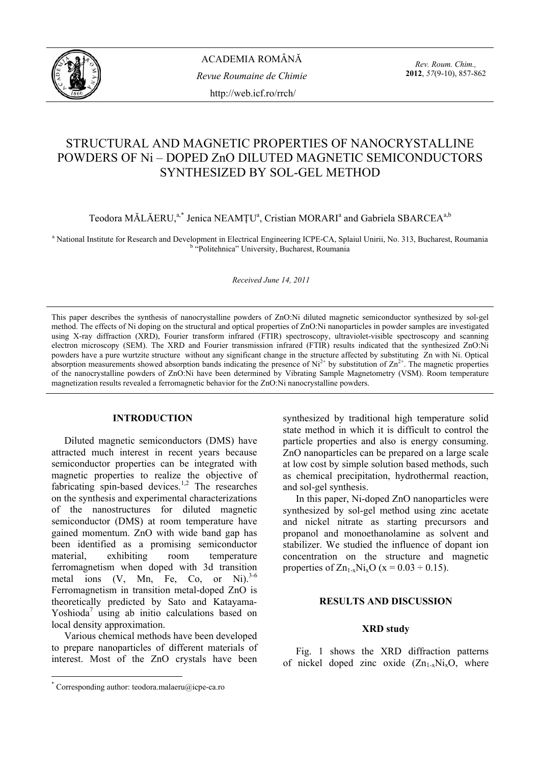# STRUCTURAL AND MAGNETIC PROPERTIES OF NANOCRYSTALLINE POWDERS OF Ni – DOPED ZnO DILUTED MAGNETIC SEMICONDUCTORS SYNTHESIZED BY SOL-GEL METHOD

Teodora MĂLĂERU,[a,*] Jenica NEAMȚU[a], Cristian MORARI[a] and Gabriela SBARCEA[a,b]

[a] National Institute for Research and Development in Electrical Engineering ICPE-CA, Splaiul Unirii, No. 313, Bucharest, Roumania
[b] "Politehnica" University, Bucharest, Roumania

*Received June 14, 2011*

This paper describes the synthesis of nanocrystalline powders of ZnO:Ni diluted magnetic semiconductor synthesized by sol-gel method. The effects of Ni doping on the structural and optical properties of ZnO:Ni nanoparticles in powder samples are investigated using X-ray diffraction (XRD), Fourier transform infrared (FTIR) spectroscopy, ultraviolet-visible spectroscopy and scanning electron microscopy (SEM). The XRD and Fourier transmission infrared (FTIR) results indicated that the synthesized ZnO:Ni powders have a pure wurtzite structure without any significant change in the structure affected by substituting Zn with Ni. Optical absorption measurements showed absorption bands indicating the presence of $Ni^{2+}$ by substitution of $Zn^{2+}$. The magnetic properties of the nanocrystalline powders of ZnO:Ni have been determined by Vibrating Sample Magnetometry (VSM). Room temperature magnetization results revealed a ferromagnetic behavior for the ZnO:Ni nanocrystalline powders.

## INTRODUCTION

Diluted magnetic semiconductors (DMS) have attracted much interest in recent years because semiconductor properties can be integrated with magnetic properties to realize the objective of fabricating spin-based devices.[1,2] The researches on the synthesis and experimental characterizations of the nanostructures for diluted magnetic semiconductor (DMS) at room temperature have gained momentum. ZnO with wide band gap has been identified as a promising semiconductor material, exhibiting room temperature ferromagnetism when doped with 3d transition metal ions (V, Mn, Fe, Co, or Ni).[3-6] Ferromagnetism in transition metal-doped ZnO is theoretically predicted by Sato and Katayama-Yoshioda[7] using ab initio calculations based on local density approximation.

Various chemical methods have been developed to prepare nanoparticles of different materials of interest. Most of the ZnO crystals have been synthesized by traditional high temperature solid state method in which it is difficult to control the particle properties and also is energy consuming. ZnO nanoparticles can be prepared on a large scale at low cost by simple solution based methods, such as chemical precipitation, hydrothermal reaction, and sol-gel synthesis.

In this paper, Ni-doped ZnO nanoparticles were synthesized by sol-gel method using zinc acetate and nickel nitrate as starting precursors and propanol and monoethanolamine as solvent and stabilizer. We studied the influence of dopant ion concentration on the structure and magnetic properties of $Zn_{1-x}Ni_xO$ (x = 0.03 ÷ 0.15).

## RESULTS AND DISCUSSION

### XRD study

Fig. 1 shows the XRD diffraction patterns of nickel doped zinc oxide ($Zn_{1-x}Ni_xO$, where

[*] Corresponding author: teodora.malaeru@icpe-ca.ro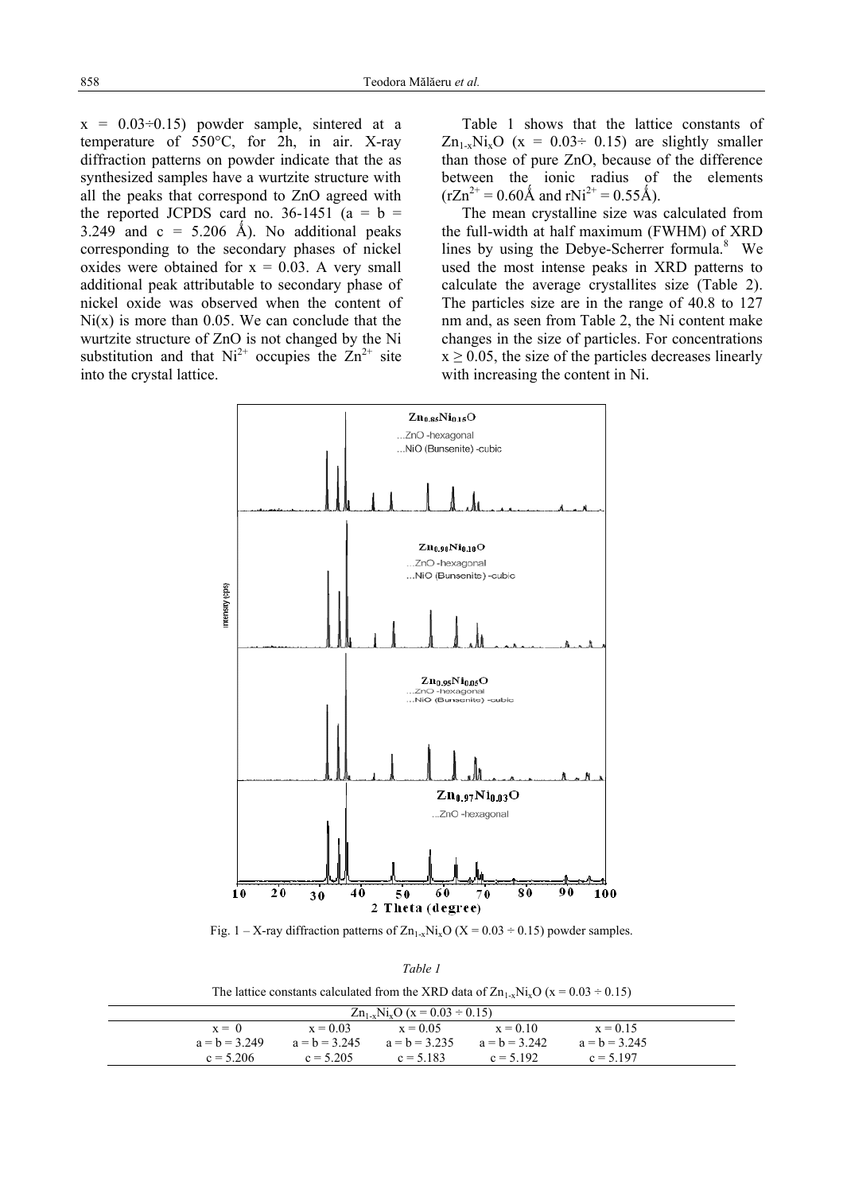x = 0.03÷0.15) powder sample, sintered at a temperature of 550°C, for 2h, in air. X-ray diffraction patterns on powder indicate that the as synthesized samples have a wurtzite structure with all the peaks that correspond to ZnO agreed with the reported JCPDS card no. 36-1451 (a = b = 3.249 and c = 5.206 Å). No additional peaks corresponding to the secondary phases of nickel oxides were obtained for x = 0.03. A very small additional peak attributable to secondary phase of nickel oxide was observed when the content of Ni(x) is more than 0.05. We can conclude that the wurtzite structure of ZnO is not changed by the Ni substitution and that $Ni^{2+}$ occupies the $Zn^{2+}$ site into the crystal lattice.

Table 1 shows that the lattice constants of $Zn_{1-x}Ni_xO$ (x = 0.03÷ 0.15) are slightly smaller than those of pure ZnO, because of the difference between the ionic radius of the elements ($rZn^{2+}$ = 0.60Å and $rNi^{2+}$ = 0.55Å).

The mean crystalline size was calculated from the full-width at half maximum (FWHM) of XRD lines by using the Debye-Scherrer formula.[8] We used the most intense peaks in XRD patterns to calculate the average crystallites size (Table 2). The particles size are in the range of 40.8 to 127 nm and, as seen from Table 2, the Ni content make changes in the size of particles. For concentrations x ≥ 0.05, the size of the particles decreases linearly with increasing the content in Ni.

Fig. 1 – X-ray diffraction patterns of $Zn_{1-x}Ni_xO$ (X = 0.03 ÷ 0.15) powder samples.

*Table 1*

The lattice constants calculated from the XRD data of $Zn_{1-x}Ni_xO$ (x = 0.03 ÷ 0.15)

| $Zn_{1-x}Ni_xO$ (x = 0.03 ÷ 0.15) | | | | |
|---|---|---|---|---|
| x = 0 | x = 0.03 | x = 0.05 | x = 0.10 | x = 0.15 |
| a = b = 3.249 | a = b = 3.245 | a = b = 3.235 | a = b = 3.242 | a = b = 3.245 |
| c = 5.206 | c = 5.205 | c = 5.183 | c = 5.192 | c = 5.197 |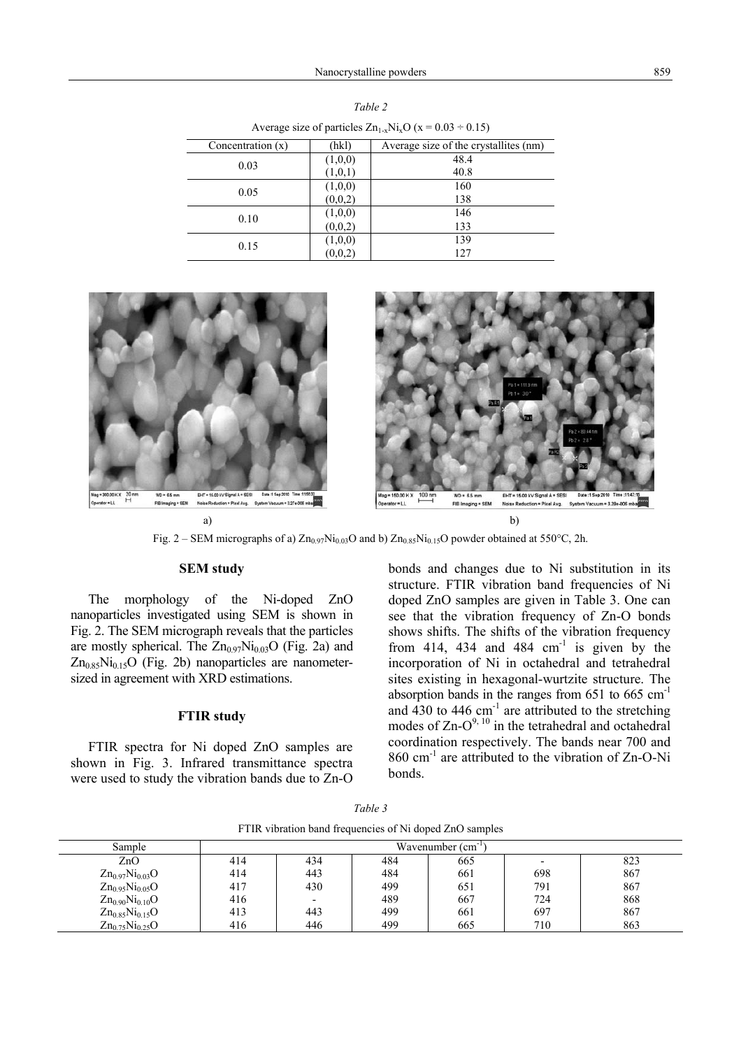*Table 2*

Average size of particles $Zn_{1-x}Ni_xO$ ($x = 0.03 \div 0.15$)

| Concentration (x) | (hkl) | Average size of the crystallites (nm) |
|---|---|---|
| 0.03 | (1,0,0) | 48.4 |
| | (1,0,1) | 40.8 |
| 0.05 | (1,0,0) | 160 |
| | (0,0,2) | 138 |
| 0.10 | (1,0,0) | 146 |
| | (0,0,2) | 133 |
| 0.15 | (1,0,0) | 139 |
| | (0,0,2) | 127 |

Fig. 2 – SEM micrographs of a) $Zn_{0.97}Ni_{0.03}O$ and b) $Zn_{0.85}Ni_{0.15}O$ powder obtained at 550°C, 2h.

### SEM study

The morphology of the Ni-doped ZnO nanoparticles investigated using SEM is shown in Fig. 2. The SEM micrograph reveals that the particles are mostly spherical. The $Zn_{0.97}Ni_{0.03}O$ (Fig. 2a) and $Zn_{0.85}Ni_{0.15}O$ (Fig. 2b) nanoparticles are nanometer-sized in agreement with XRD estimations.

### FTIR study

FTIR spectra for Ni doped ZnO samples are shown in Fig. 3. Infrared transmittance spectra were used to study the vibration bands due to Zn-O bonds and changes due to Ni substitution in its structure. FTIR vibration band frequencies of Ni doped ZnO samples are given in Table 3. One can see that the vibration frequency of Zn-O bonds shows shifts. The shifts of the vibration frequency from 414, 434 and 484 $cm^{-1}$ is given by the incorporation of Ni in octahedral and tetrahedral sites existing in hexagonal-wurtzite structure. The absorption bands in the ranges from 651 to 665 $cm^{-1}$ and 430 to 446 $cm^{-1}$ are attributed to the stretching modes of Zn-O[9, 10] in the tetrahedral and octahedral coordination respectively. The bands near 700 and 860 $cm^{-1}$ are attributed to the vibration of Zn-O-Ni bonds.

*Table 3*

FTIR vibration band frequencies of Ni doped ZnO samples

| Sample | Wavenumber ($cm^{-1}$) | | | | | |
|---|---|---|---|---|---|---|
| ZnO | 414 | 434 | 484 | 665 | - | 823 |
| $Zn_{0.97}Ni_{0.03}O$ | 414 | 443 | 484 | 661 | 698 | 867 |
| $Zn_{0.95}Ni_{0.05}O$ | 417 | 430 | 499 | 651 | 791 | 867 |
| $Zn_{0.90}Ni_{0.10}O$ | 416 | - | 489 | 667 | 724 | 868 |
| $Zn_{0.85}Ni_{0.15}O$ | 413 | 443 | 499 | 661 | 697 | 867 |
| $Zn_{0.75}Ni_{0.25}O$ | 416 | 446 | 499 | 665 | 710 | 863 |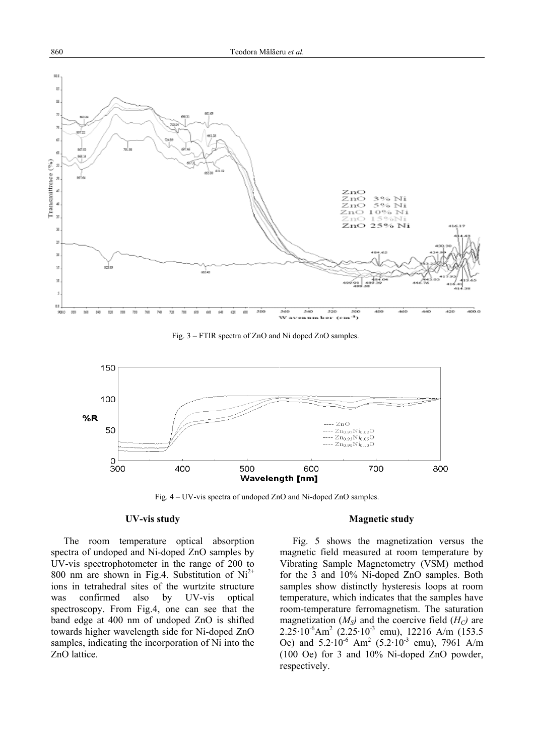Fig. 3 – FTIR spectra of ZnO and Ni doped ZnO samples.

Fig. 4 – UV-vis spectra of undoped ZnO and Ni-doped ZnO samples.

### UV-vis study

The room temperature optical absorption spectra of undoped and Ni-doped ZnO samples by UV-vis spectrophotometer in the range of 200 to 800 nm are shown in Fig.4. Substitution of $Ni^{2+}$ ions in tetrahedral sites of the wurtzite structure was confirmed also by UV-vis optical spectroscopy. From Fig.4, one can see that the band edge at 400 nm of undoped ZnO is shifted towards higher wavelength side for Ni-doped ZnO samples, indicating the incorporation of Ni into the ZnO lattice.

### Magnetic study

Fig. 5 shows the magnetization versus the magnetic field measured at room temperature by Vibrating Sample Magnetometry (VSM) method for the 3 and 10% Ni-doped ZnO samples. Both samples show distinctly hysteresis loops at room temperature, which indicates that the samples have room-temperature ferromagnetism. The saturation magnetization ($M_S$) and the coercive field ($H_C$) are $2.25 \cdot 10^{-6}$ Am$^2$ ($2.25 \cdot 10^{-3}$ emu), 12216 A/m (153.5 Oe) and $5.2 \cdot 10^{-6}$ Am$^2$ ($5.2 \cdot 10^{-3}$ emu), 7961 A/m (100 Oe) for 3 and 10% Ni-doped ZnO powder, respectively.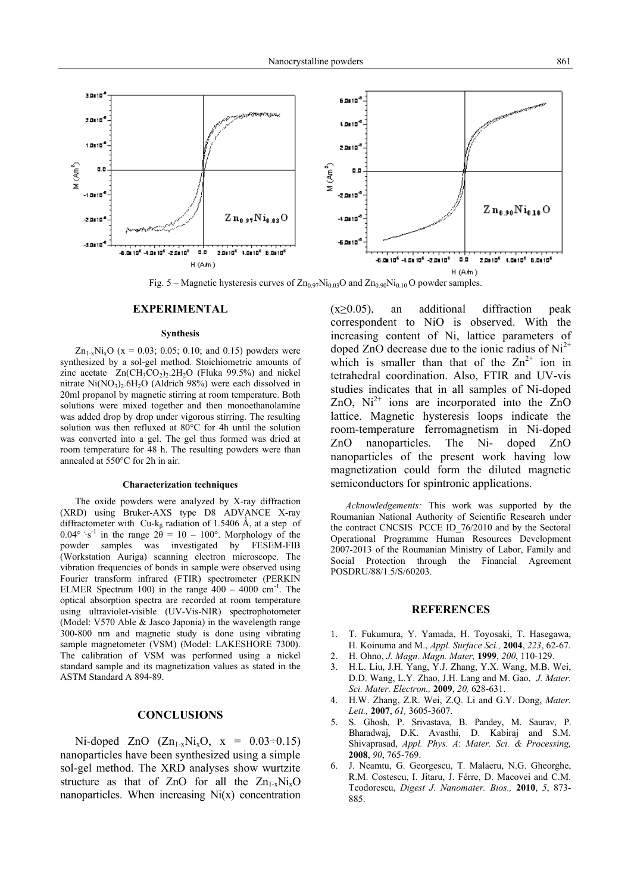Fig. 5 – Magnetic hysteresis curves of $Zn_{0.97}Ni_{0.03}O$ and $Zn_{0.90}Ni_{0.10}O$ powder samples.

## EXPERIMENTAL

### Synthesis

$Zn_{1-x}Ni_xO$ (x = 0.03; 0.05; 0.10; and 0.15) powders were synthesized by a sol-gel method. Stoichiometric amounts of zinc acetate $Zn(CH_3CO_2)_2.2H_2O$ (Fluka 99.5%) and nickel nitrate $Ni(NO_3)_2.6H_2O$ (Aldrich 98%) were each dissolved in 20ml propanol by magnetic stirring at room temperature. Both solutions were mixed together and then monoethanolamine was added drop by drop under vigorous stirring. The resulting solution was then refluxed at 80°C for 4h until the solution was converted into a gel. The gel thus formed was dried at room temperature for 48 h. The resulting powders were than annealed at 550°C for 2h in air.

### Characterization techniques

The oxide powders were analyzed by X-ray diffraction (XRD) using Bruker-AXS type D8 ADVANCE X-ray diffractometer with Cu-k$_\beta$ radiation of 1.5406 Å, at a step of 0.04° $\cdot s^{-1}$ in the range $2\theta$ = 10 – 100°. Morphology of the powder samples was investigated by FESEM-FIB (Workstation Auriga) scanning electron microscope. The vibration frequencies of bonds in sample were observed using Fourier transform infrared (FTIR) spectrometer (PERKIN ELMER Spectrum 100) in the range 400 – 4000 $cm^{-1}$. The optical absorption spectra are recorded at room temperature using ultraviolet-visible (UV-Vis-NIR) spectrophotometer (Model: V570 Able & Jasco Japonia) in the wavelength range 300-800 nm and magnetic study is done using vibrating sample magnetometer (VSM) (Model: LAKESHORE 7300). The calibration of VSM was performed using a nickel standard sample and its magnetization values as stated in the ASTM Standard A 894-89.

## CONCLUSIONS

Ni-doped ZnO ($Zn_{1-x}Ni_xO$, x = 0.03÷0.15) nanoparticles have been synthesized using a simple sol-gel method. The XRD analyses show wurtzite structure as that of ZnO for all the $Zn_{1-x}Ni_xO$ nanoparticles. When increasing Ni(x) concentration (x≥0.05), an additional diffraction peak correspondent to NiO is observed. With the increasing content of Ni, lattice parameters of doped ZnO decrease due to the ionic radius of $Ni^{2+}$ which is smaller than that of the $Zn^{2+}$ ion in tetrahedral coordination. Also, FTIR and UV-vis studies indicates that in all samples of Ni-doped ZnO, $Ni^{2+}$ ions are incorporated into the ZnO lattice. Magnetic hysteresis loops indicate the room-temperature ferromagnetism in Ni-doped ZnO nanoparticles. The Ni- doped ZnO nanoparticles of the present work having low magnetization could form the diluted magnetic semiconductors for spintronic applications.

*Acknowledgements:* This work was supported by the Roumanian National Authority of Scientific Research under the contract CNCSIS PCCE ID_76/2010 and by the Sectoral Operational Programme Human Resources Development 2007-2013 of the Roumanian Ministry of Labor, Family and Social Protection through the Financial Agreement POSDRU/88/1.5/S/60203.

## REFERENCES

1. T. Fukumura, Y. Yamada, H. Toyosaki, T. Hasegawa, H. Koinuma and M., *Appl. Surface Sci.,* **2004**, *223*, 62-67.
2. H. Ohno, *J. Magn. Magn. Mater,* **1999**, *200*, 110-129.
3. H.L. Liu, J.H. Yang, Y.J. Zhang, Y.X. Wang, M.B. Wei, D.D. Wang, L.Y. Zhao, J.H. Lang and M. Gao, *J. Mater. Sci. Mater. Electron.,* **2009**, *20,* 628-631.
4. H.W. Zhang, Z.R. Wei, Z.Q. Li and G.Y. Dong, *Mater. Lett.,* **2007**, *61,* 3605-3607.
5. S. Ghosh, P. Srivastava, B. Pandey, M. Saurav, P. Bharadwaj, D.K. Avasthi, D. Kabiraj and S.M. Shivaprasad, *Appl. Phys. A*: *Mater. Sci. & Processing,* **2008**, *90*, 765-769.
6. J. Neamtu, G. Georgescu, T. Malaeru, N.G. Gheorghe, R.M. Costescu, I. Jitaru, J. Férre, D. Macovei and C.M. Teodorescu, *Digest J. Nanomater. Bios.,* **2010**, *5*, 873-885.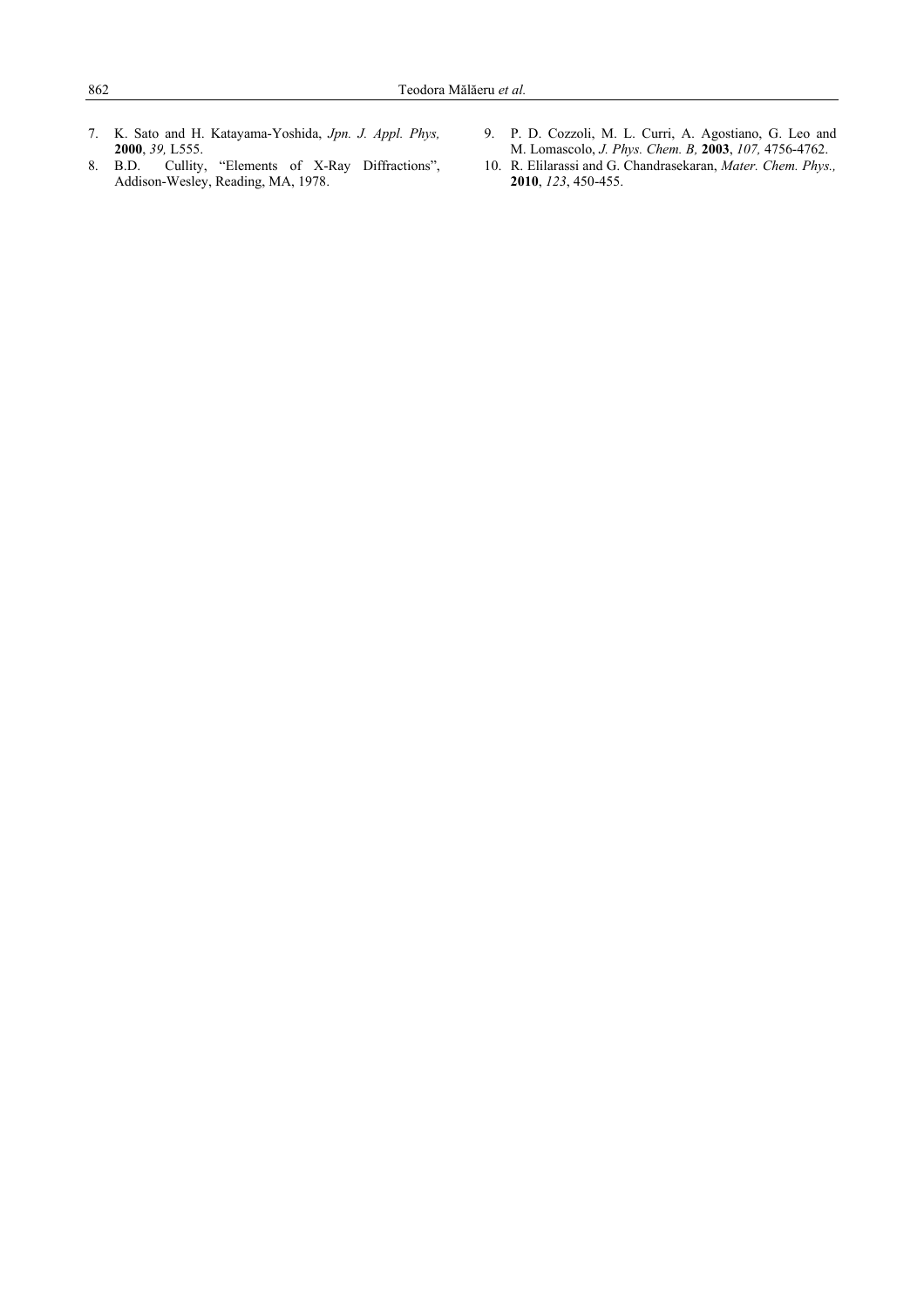7. K. Sato and H. Katayama-Yoshida, *Jpn. J. Appl. Phys,* **2000**, *39,* L555.
8. B.D. Cullity, "Elements of X-Ray Diffractions", Addison-Wesley, Reading, MA, 1978.
9. P. D. Cozzoli, M. L. Curri, A. Agostiano, G. Leo and M. Lomascolo, *J. Phys. Chem. B,* **2003**, *107,* 4756-4762.
10. R. Elilarassi and G. Chandrasekaran, *Mater. Chem. Phys.,* **2010**, *123*, 450-455.